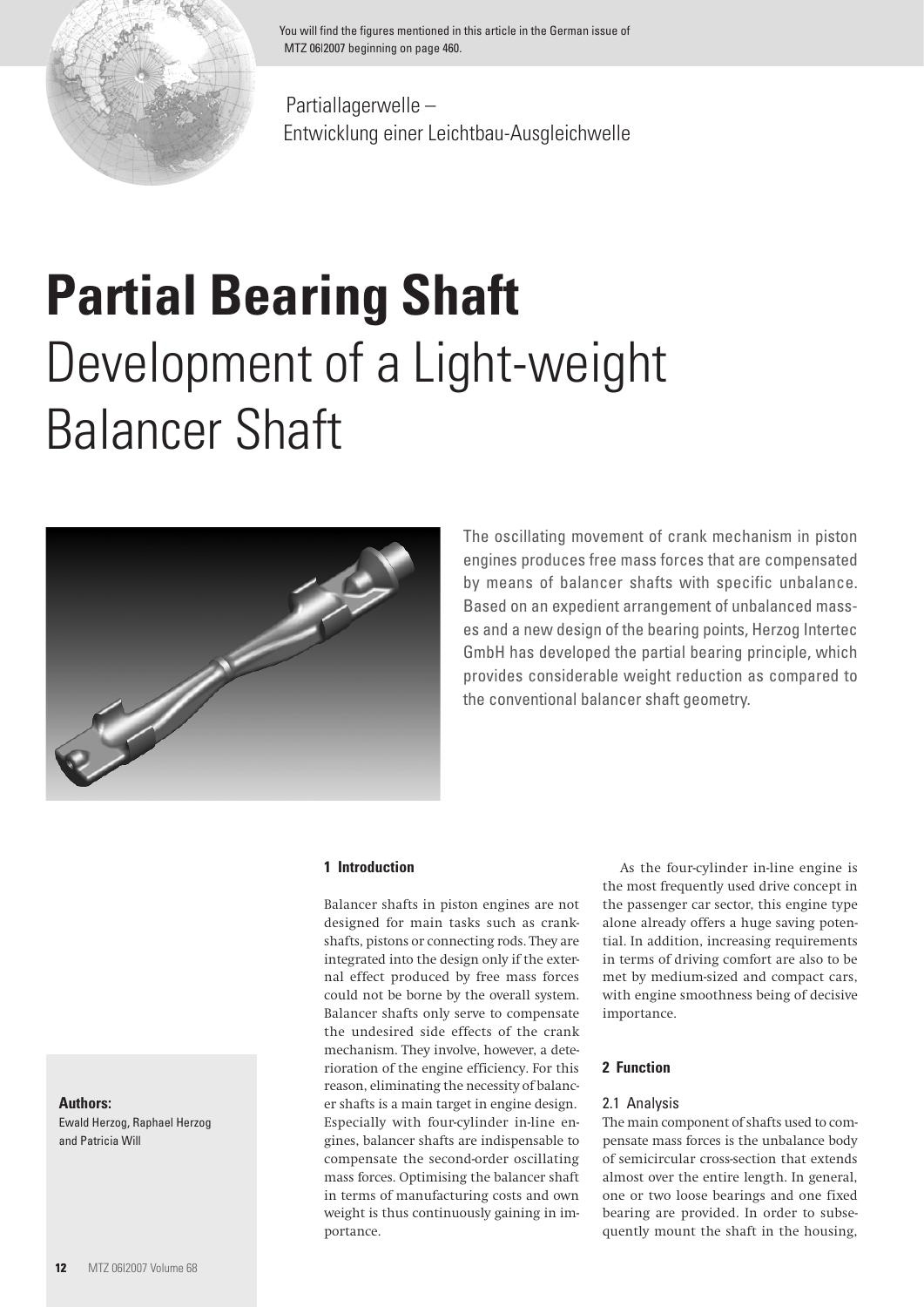You will find the figures mentioned in this article in the German issue of MTZ 06|2007 beginning on page 460.

Partiallagerwelle – Entwicklung einer Leichtbau-Ausgleichwelle

# Partial Bearing Shaft
# Development of a Light-weight Balancer Shaft

The oscillating movement of crank mechanism in piston engines produces free mass forces that are compensated by means of balancer shafts with specific unbalance. Based on an expedient arrangement of unbalanced masses and a new design of the bearing points, Herzog Intertec GmbH has developed the partial bearing principle, which provides considerable weight reduction as compared to the conventional balancer shaft geometry.

**Authors:**
Ewald Herzog, Raphael Herzog and Patricia Will

## 1 Introduction

Balancer shafts in piston engines are not designed for main tasks such as crankshafts, pistons or connecting rods. They are integrated into the design only if the external effect produced by free mass forces could not be borne by the overall system. Balancer shafts only serve to compensate the undesired side effects of the crank mechanism. They involve, however, a deterioration of the engine efficiency. For this reason, eliminating the necessity of balancer shafts is a main target in engine design. Especially with four-cylinder in-line engines, balancer shafts are indispensable to compensate the second-order oscillating mass forces. Optimising the balancer shaft in terms of manufacturing costs and own weight is thus continuously gaining in importance.

As the four-cylinder in-line engine is the most frequently used drive concept in the passenger car sector, this engine type alone already offers a huge saving potential. In addition, increasing requirements in terms of driving comfort are also to be met by medium-sized and compact cars, with engine smoothness being of decisive importance.

## 2 Function

### 2.1 Analysis

The main component of shafts used to compensate mass forces is the unbalance body of semicircular cross-section that extends almost over the entire length. In general, one or two loose bearings and one fixed bearing are provided. In order to subsequently mount the shaft in the housing,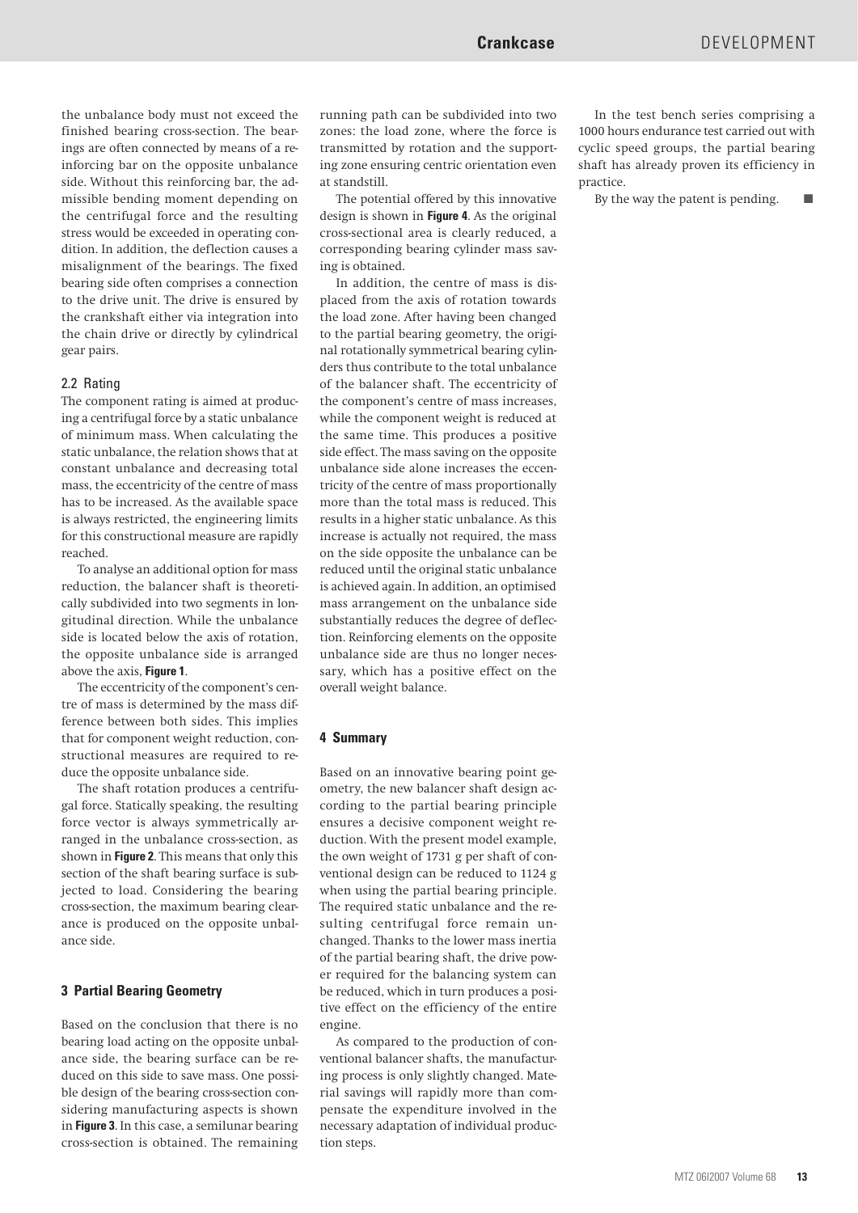the unbalance body must not exceed the finished bearing cross-section. The bearings are often connected by means of a reinforcing bar on the opposite unbalance side. Without this reinforcing bar, the admissible bending moment depending on the centrifugal force and the resulting stress would be exceeded in operating condition. In addition, the deflection causes a misalignment of the bearings. The fixed bearing side often comprises a connection to the drive unit. The drive is ensured by the crankshaft either via integration into the chain drive or directly by cylindrical gear pairs.

### 2.2 Rating

The component rating is aimed at producing a centrifugal force by a static unbalance of minimum mass. When calculating the static unbalance, the relation shows that at constant unbalance and decreasing total mass, the eccentricity of the centre of mass has to be increased. As the available space is always restricted, the engineering limits for this constructional measure are rapidly reached.

To analyse an additional option for mass reduction, the balancer shaft is theoretically subdivided into two segments in longitudinal direction. While the unbalance side is located below the axis of rotation, the opposite unbalance side is arranged above the axis, **Figure 1**.

The eccentricity of the component's centre of mass is determined by the mass difference between both sides. This implies that for component weight reduction, constructional measures are required to reduce the opposite unbalance side.

The shaft rotation produces a centrifugal force. Statically speaking, the resulting force vector is always symmetrically arranged in the unbalance cross-section, as shown in **Figure 2**. This means that only this section of the shaft bearing surface is subjected to load. Considering the bearing cross-section, the maximum bearing clearance is produced on the opposite unbalance side.

## 3 Partial Bearing Geometry

Based on the conclusion that there is no bearing load acting on the opposite unbalance side, the bearing surface can be reduced on this side to save mass. One possible design of the bearing cross-section considering manufacturing aspects is shown in **Figure 3**. In this case, a semilunar bearing cross-section is obtained. The remaining running path can be subdivided into two zones: the load zone, where the force is transmitted by rotation and the supporting zone ensuring centric orientation even at standstill.

The potential offered by this innovative design is shown in **Figure 4**. As the original cross-sectional area is clearly reduced, a corresponding bearing cylinder mass saving is obtained.

In addition, the centre of mass is displaced from the axis of rotation towards the load zone. After having been changed to the partial bearing geometry, the original rotationally symmetrical bearing cylinders thus contribute to the total unbalance of the balancer shaft. The eccentricity of the component's centre of mass increases, while the component weight is reduced at the same time. This produces a positive side effect. The mass saving on the opposite unbalance side alone increases the eccentricity of the centre of mass proportionally more than the total mass is reduced. This results in a higher static unbalance. As this increase is actually not required, the mass on the side opposite the unbalance can be reduced until the original static unbalance is achieved again. In addition, an optimised mass arrangement on the unbalance side substantially reduces the degree of deflection. Reinforcing elements on the opposite unbalance side are thus no longer necessary, which has a positive effect on the overall weight balance.

## 4 Summary

Based on an innovative bearing point geometry, the new balancer shaft design according to the partial bearing principle ensures a decisive component weight reduction. With the present model example, the own weight of 1731 g per shaft of conventional design can be reduced to 1124 g when using the partial bearing principle. The required static unbalance and the resulting centrifugal force remain unchanged. Thanks to the lower mass inertia of the partial bearing shaft, the drive power required for the balancing system can be reduced, which in turn produces a positive effect on the efficiency of the entire engine.

As compared to the production of conventional balancer shafts, the manufacturing process is only slightly changed. Material savings will rapidly more than compensate the expenditure involved in the necessary adaptation of individual production steps.

In the test bench series comprising a 1000 hours endurance test carried out with cyclic speed groups, the partial bearing shaft has already proven its efficiency in practice.

By the way the patent is pending. ■